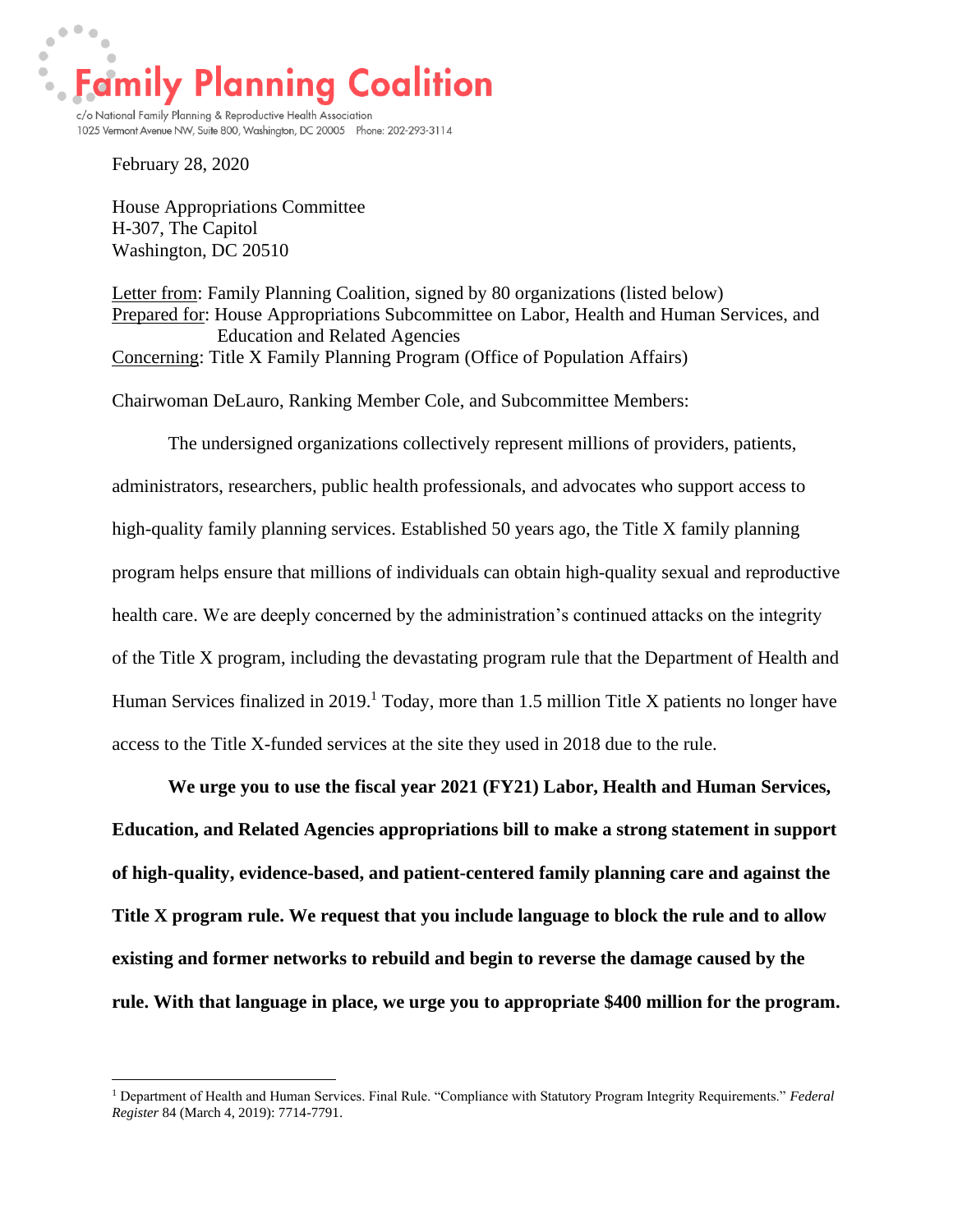# Family Planning Coalition

c/o National Family Planning & Reproductive Health Association
1025 Vermont Avenue NW, Suite 800, Washington, DC 20005 Phone: 202-293-3114

February 28, 2020

House Appropriations Committee
H-307, The Capitol
Washington, DC 20510

Letter from: Family Planning Coalition, signed by 80 organizations (listed below)
Prepared for: House Appropriations Subcommittee on Labor, Health and Human Services, and Education and Related Agencies
Concerning: Title X Family Planning Program (Office of Population Affairs)

Chairwoman DeLauro, Ranking Member Cole, and Subcommittee Members:

The undersigned organizations collectively represent millions of providers, patients, administrators, researchers, public health professionals, and advocates who support access to high-quality family planning services. Established 50 years ago, the Title X family planning program helps ensure that millions of individuals can obtain high-quality sexual and reproductive health care. We are deeply concerned by the administration's continued attacks on the integrity of the Title X program, including the devastating program rule that the Department of Health and Human Services finalized in 2019.[1] Today, more than 1.5 million Title X patients no longer have access to the Title X-funded services at the site they used in 2018 due to the rule.

**We urge you to use the fiscal year 2021 (FY21) Labor, Health and Human Services, Education, and Related Agencies appropriations bill to make a strong statement in support of high-quality, evidence-based, and patient-centered family planning care and against the Title X program rule. We request that you include language to block the rule and to allow existing and former networks to rebuild and begin to reverse the damage caused by the rule. With that language in place, we urge you to appropriate $400 million for the program.**

[1] Department of Health and Human Services. Final Rule. "Compliance with Statutory Program Integrity Requirements." *Federal Register* 84 (March 4, 2019): 7714-7791.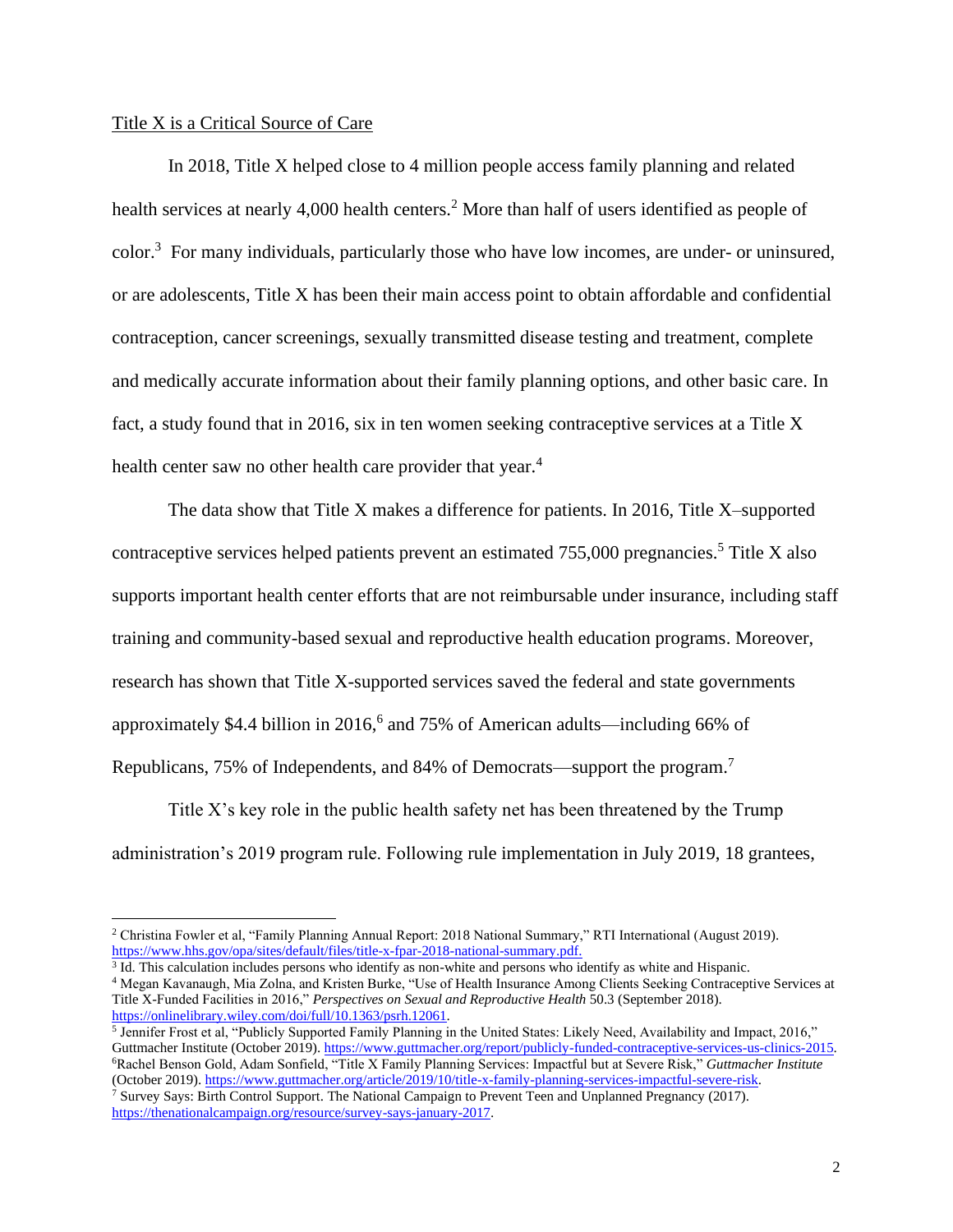Title X is a Critical Source of Care

In 2018, Title X helped close to 4 million people access family planning and related health services at nearly 4,000 health centers.[2] More than half of users identified as people of color.[3] For many individuals, particularly those who have low incomes, are under- or uninsured, or are adolescents, Title X has been their main access point to obtain affordable and confidential contraception, cancer screenings, sexually transmitted disease testing and treatment, complete and medically accurate information about their family planning options, and other basic care. In fact, a study found that in 2016, six in ten women seeking contraceptive services at a Title X health center saw no other health care provider that year.[4]

The data show that Title X makes a difference for patients. In 2016, Title X–supported contraceptive services helped patients prevent an estimated 755,000 pregnancies.[5] Title X also supports important health center efforts that are not reimbursable under insurance, including staff training and community-based sexual and reproductive health education programs. Moreover, research has shown that Title X-supported services saved the federal and state governments approximately $4.4 billion in 2016,[6] and 75% of American adults—including 66% of Republicans, 75% of Independents, and 84% of Democrats—support the program.[7]

Title X's key role in the public health safety net has been threatened by the Trump administration's 2019 program rule. Following rule implementation in July 2019, 18 grantees,

---

[2] Christina Fowler et al, "Family Planning Annual Report: 2018 National Summary," RTI International (August 2019). https://www.hhs.gov/opa/sites/default/files/title-x-fpar-2018-national-summary.pdf.

[3] Id. This calculation includes persons who identify as non-white and persons who identify as white and Hispanic.

[4] Megan Kavanaugh, Mia Zolna, and Kristen Burke, "Use of Health Insurance Among Clients Seeking Contraceptive Services at Title X-Funded Facilities in 2016," *Perspectives on Sexual and Reproductive Health* 50.3 (September 2018). https://onlinelibrary.wiley.com/doi/full/10.1363/psrh.12061.

[5] Jennifer Frost et al, "Publicly Supported Family Planning in the United States: Likely Need, Availability and Impact, 2016," Guttmacher Institute (October 2019). https://www.guttmacher.org/report/publicly-funded-contraceptive-services-us-clinics-2015.

[6] Rachel Benson Gold, Adam Sonfield, "Title X Family Planning Services: Impactful but at Severe Risk," *Guttmacher Institute* (October 2019). https://www.guttmacher.org/article/2019/10/title-x-family-planning-services-impactful-severe-risk.

[7] Survey Says: Birth Control Support. The National Campaign to Prevent Teen and Unplanned Pregnancy (2017). https://thenationalcampaign.org/resource/survey-says-january-2017.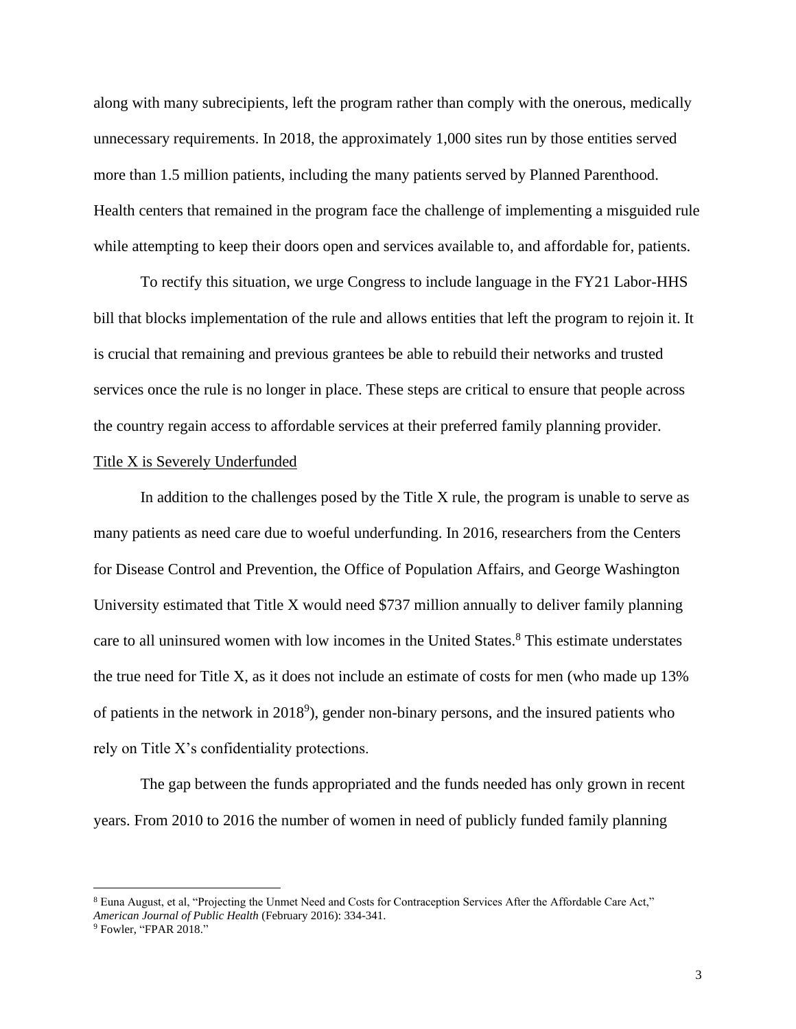along with many subrecipients, left the program rather than comply with the onerous, medically unnecessary requirements. In 2018, the approximately 1,000 sites run by those entities served more than 1.5 million patients, including the many patients served by Planned Parenthood. Health centers that remained in the program face the challenge of implementing a misguided rule while attempting to keep their doors open and services available to, and affordable for, patients.

To rectify this situation, we urge Congress to include language in the FY21 Labor-HHS bill that blocks implementation of the rule and allows entities that left the program to rejoin it. It is crucial that remaining and previous grantees be able to rebuild their networks and trusted services once the rule is no longer in place. These steps are critical to ensure that people across the country regain access to affordable services at their preferred family planning provider.

<u>Title X is Severely Underfunded</u>

In addition to the challenges posed by the Title X rule, the program is unable to serve as many patients as need care due to woeful underfunding. In 2016, researchers from the Centers for Disease Control and Prevention, the Office of Population Affairs, and George Washington University estimated that Title X would need $737 million annually to deliver family planning care to all uninsured women with low incomes in the United States.[8] This estimate understates the true need for Title X, as it does not include an estimate of costs for men (who made up 13% of patients in the network in 2018[9]), gender non-binary persons, and the insured patients who rely on Title X's confidentiality protections.

The gap between the funds appropriated and the funds needed has only grown in recent years. From 2010 to 2016 the number of women in need of publicly funded family planning

---

[8] Euna August, et al, "Projecting the Unmet Need and Costs for Contraception Services After the Affordable Care Act," *American Journal of Public Health* (February 2016): 334-341.

[9] Fowler, "FPAR 2018."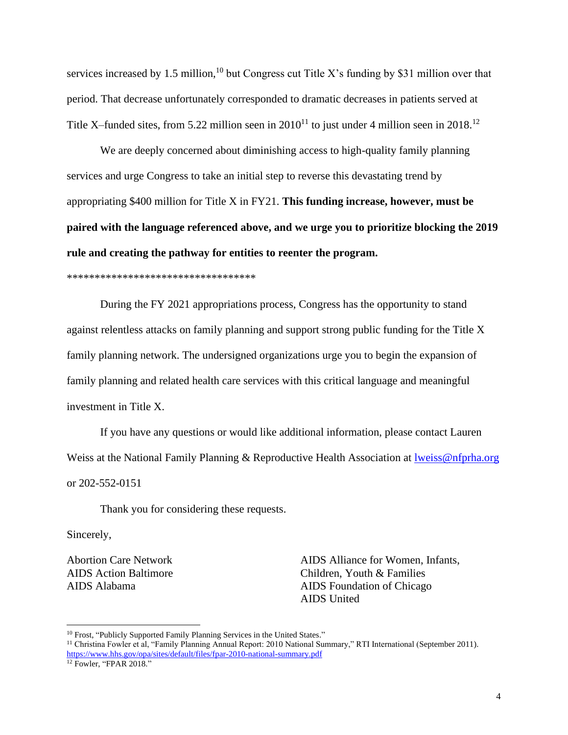services increased by 1.5 million,[10] but Congress cut Title X's funding by $31 million over that period. That decrease unfortunately corresponded to dramatic decreases in patients served at Title X–funded sites, from 5.22 million seen in 2010[11] to just under 4 million seen in 2018.[12]

We are deeply concerned about diminishing access to high-quality family planning services and urge Congress to take an initial step to reverse this devastating trend by appropriating $400 million for Title X in FY21. **This funding increase, however, must be paired with the language referenced above, and we urge you to prioritize blocking the 2019 rule and creating the pathway for entities to reenter the program.**

***********************************

During the FY 2021 appropriations process, Congress has the opportunity to stand against relentless attacks on family planning and support strong public funding for the Title X family planning network. The undersigned organizations urge you to begin the expansion of family planning and related health care services with this critical language and meaningful investment in Title X.

If you have any questions or would like additional information, please contact Lauren Weiss at the National Family Planning & Reproductive Health Association at lweiss@nfprha.org or 202-552-0151

Thank you for considering these requests.

Sincerely,

Abortion Care Network
AIDS Action Baltimore
AIDS Alabama
AIDS Alliance for Women, Infants, Children, Youth & Families
AIDS Foundation of Chicago
AIDS United

---

[10] Frost, "Publicly Supported Family Planning Services in the United States."

[11] Christina Fowler et al, "Family Planning Annual Report: 2010 National Summary," RTI International (September 2011). https://www.hhs.gov/opa/sites/default/files/fpar-2010-national-summary.pdf

[12] Fowler, "FPAR 2018."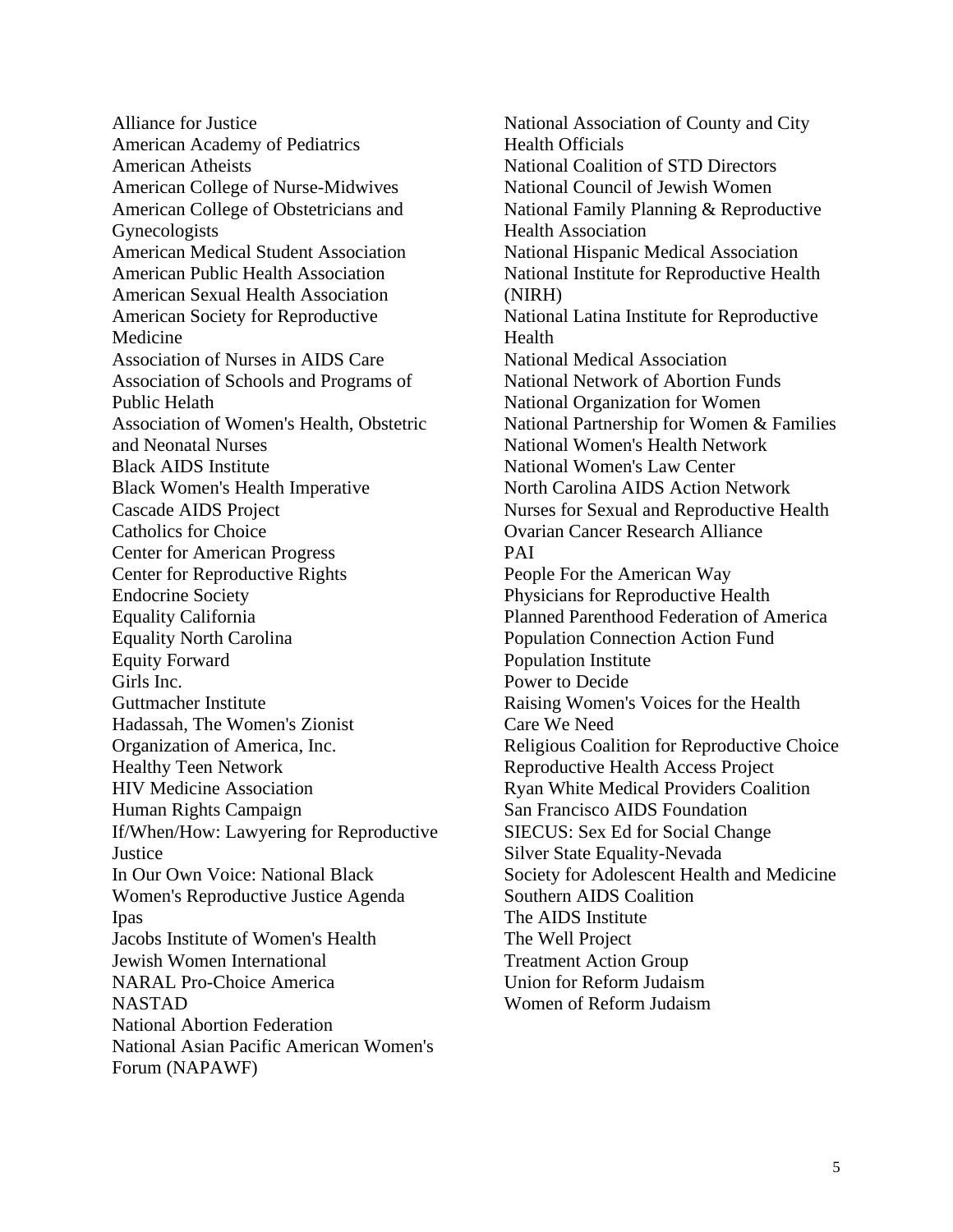Alliance for Justice
American Academy of Pediatrics
American Atheists
American College of Nurse-Midwives
American College of Obstetricians and Gynecologists
American Medical Student Association
American Public Health Association
American Sexual Health Association
American Society for Reproductive Medicine
Association of Nurses in AIDS Care
Association of Schools and Programs of Public Helath
Association of Women's Health, Obstetric and Neonatal Nurses
Black AIDS Institute
Black Women's Health Imperative
Cascade AIDS Project
Catholics for Choice
Center for American Progress
Center for Reproductive Rights
Endocrine Society
Equality California
Equality North Carolina
Equity Forward
Girls Inc.
Guttmacher Institute
Hadassah, The Women's Zionist Organization of America, Inc.
Healthy Teen Network
HIV Medicine Association
Human Rights Campaign
If/When/How: Lawyering for Reproductive Justice
In Our Own Voice: National Black Women's Reproductive Justice Agenda
Ipas
Jacobs Institute of Women's Health
Jewish Women International
NARAL Pro-Choice America
NASTAD
National Abortion Federation
National Asian Pacific American Women's Forum (NAPAWF)
National Association of County and City Health Officials
National Coalition of STD Directors
National Council of Jewish Women
National Family Planning & Reproductive Health Association
National Hispanic Medical Association
National Institute for Reproductive Health (NIRH)
National Latina Institute for Reproductive Health
National Medical Association
National Network of Abortion Funds
National Organization for Women
National Partnership for Women & Families
National Women's Health Network
National Women's Law Center
North Carolina AIDS Action Network
Nurses for Sexual and Reproductive Health
Ovarian Cancer Research Alliance
PAI
People For the American Way
Physicians for Reproductive Health
Planned Parenthood Federation of America
Population Connection Action Fund
Population Institute
Power to Decide
Raising Women's Voices for the Health Care We Need
Religious Coalition for Reproductive Choice
Reproductive Health Access Project
Ryan White Medical Providers Coalition
San Francisco AIDS Foundation
SIECUS: Sex Ed for Social Change
Silver State Equality-Nevada
Society for Adolescent Health and Medicine
Southern AIDS Coalition
The AIDS Institute
The Well Project
Treatment Action Group
Union for Reform Judaism
Women of Reform Judaism